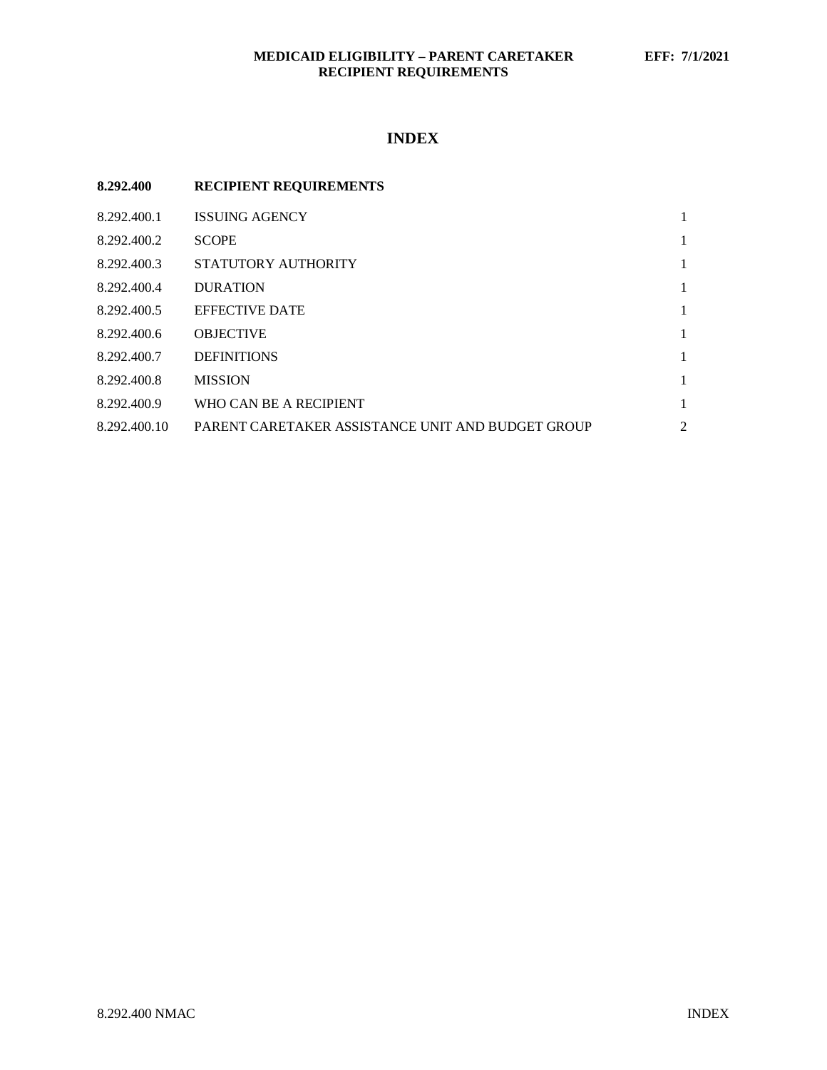# INDEX

| 8.292.400 | RECIPIENT REQUIREMENTS | |
|---|---|---|
| 8.292.400.1 | ISSUING AGENCY | 1 |
| 8.292.400.2 | SCOPE | 1 |
| 8.292.400.3 | STATUTORY AUTHORITY | 1 |
| 8.292.400.4 | DURATION | 1 |
| 8.292.400.5 | EFFECTIVE DATE | 1 |
| 8.292.400.6 | OBJECTIVE | 1 |
| 8.292.400.7 | DEFINITIONS | 1 |
| 8.292.400.8 | MISSION | 1 |
| 8.292.400.9 | WHO CAN BE A RECIPIENT | 1 |
| 8.292.400.10 | PARENT CARETAKER ASSISTANCE UNIT AND BUDGET GROUP | 2 |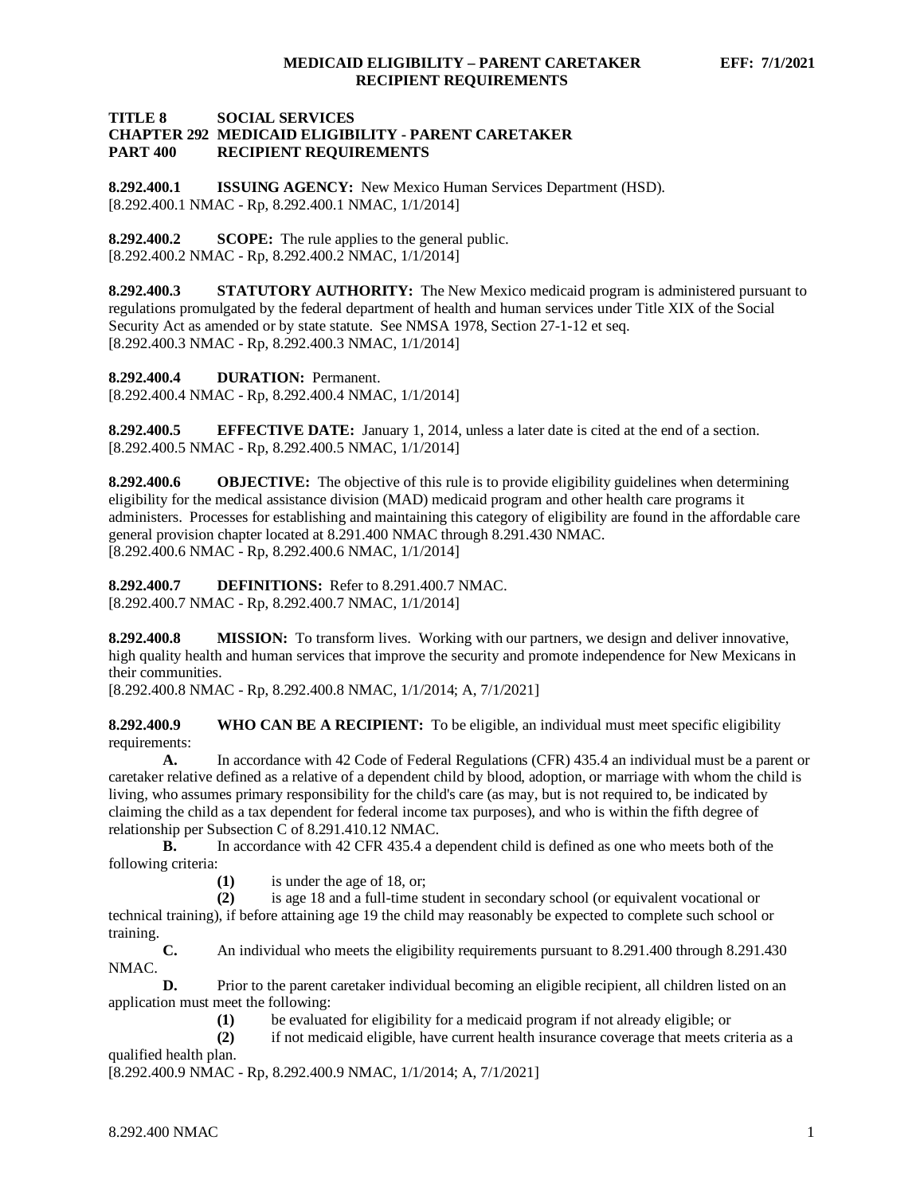# TITLE 8 SOCIAL SERVICES
## CHAPTER 292 MEDICAID ELIGIBILITY - PARENT CARETAKER
## PART 400 RECIPIENT REQUIREMENTS

**8.292.400.1 ISSUING AGENCY:** New Mexico Human Services Department (HSD).
[8.292.400.1 NMAC - Rp, 8.292.400.1 NMAC, 1/1/2014]

**8.292.400.2 SCOPE:** The rule applies to the general public.
[8.292.400.2 NMAC - Rp, 8.292.400.2 NMAC, 1/1/2014]

**8.292.400.3 STATUTORY AUTHORITY:** The New Mexico medicaid program is administered pursuant to regulations promulgated by the federal department of health and human services under Title XIX of the Social Security Act as amended or by state statute. See NMSA 1978, Section 27-1-12 et seq.
[8.292.400.3 NMAC - Rp, 8.292.400.3 NMAC, 1/1/2014]

**8.292.400.4 DURATION:** Permanent.
[8.292.400.4 NMAC - Rp, 8.292.400.4 NMAC, 1/1/2014]

**8.292.400.5 EFFECTIVE DATE:** January 1, 2014, unless a later date is cited at the end of a section.
[8.292.400.5 NMAC - Rp, 8.292.400.5 NMAC, 1/1/2014]

**8.292.400.6 OBJECTIVE:** The objective of this rule is to provide eligibility guidelines when determining eligibility for the medical assistance division (MAD) medicaid program and other health care programs it administers. Processes for establishing and maintaining this category of eligibility are found in the affordable care general provision chapter located at 8.291.400 NMAC through 8.291.430 NMAC.
[8.292.400.6 NMAC - Rp, 8.292.400.6 NMAC, 1/1/2014]

**8.292.400.7 DEFINITIONS:** Refer to 8.291.400.7 NMAC.
[8.292.400.7 NMAC - Rp, 8.292.400.7 NMAC, 1/1/2014]

**8.292.400.8 MISSION:** To transform lives. Working with our partners, we design and deliver innovative, high quality health and human services that improve the security and promote independence for New Mexicans in their communities.
[8.292.400.8 NMAC - Rp, 8.292.400.8 NMAC, 1/1/2014; A, 7/1/2021]

**8.292.400.9 WHO CAN BE A RECIPIENT:** To be eligible, an individual must meet specific eligibility requirements:

**A.** In accordance with 42 Code of Federal Regulations (CFR) 435.4 an individual must be a parent or caretaker relative defined as a relative of a dependent child by blood, adoption, or marriage with whom the child is living, who assumes primary responsibility for the child's care (as may, but is not required to, be indicated by claiming the child as a tax dependent for federal income tax purposes), and who is within the fifth degree of relationship per Subsection C of 8.291.410.12 NMAC.

**B.** In accordance with 42 CFR 435.4 a dependent child is defined as one who meets both of the following criteria:

**(1)** is under the age of 18, or;

**(2)** is age 18 and a full-time student in secondary school (or equivalent vocational or technical training), if before attaining age 19 the child may reasonably be expected to complete such school or training.

**C.** An individual who meets the eligibility requirements pursuant to 8.291.400 through 8.291.430 NMAC.

**D.** Prior to the parent caretaker individual becoming an eligible recipient, all children listed on an application must meet the following:

**(1)** be evaluated for eligibility for a medicaid program if not already eligible; or

**(2)** if not medicaid eligible, have current health insurance coverage that meets criteria as a qualified health plan.

[8.292.400.9 NMAC - Rp, 8.292.400.9 NMAC, 1/1/2014; A, 7/1/2021]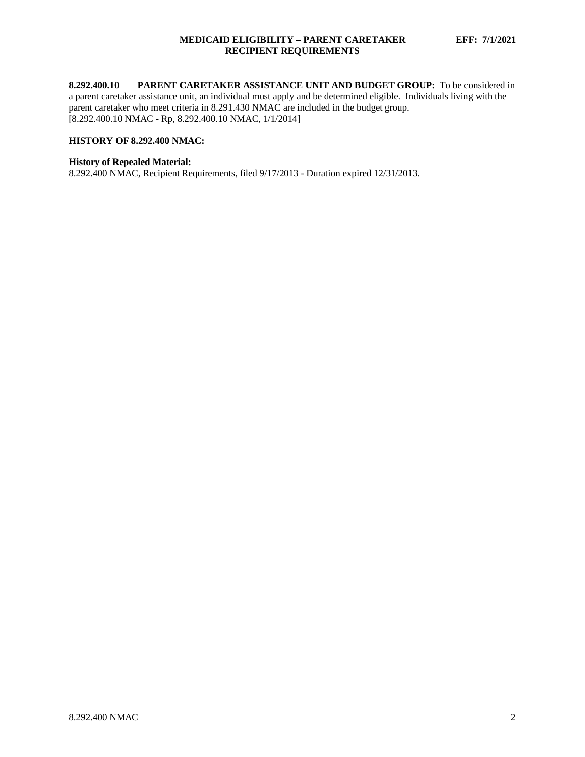**8.292.400.10 PARENT CARETAKER ASSISTANCE UNIT AND BUDGET GROUP:** To be considered in a parent caretaker assistance unit, an individual must apply and be determined eligible. Individuals living with the parent caretaker who meet criteria in 8.291.430 NMAC are included in the budget group.
[8.292.400.10 NMAC - Rp, 8.292.400.10 NMAC, 1/1/2014]

**HISTORY OF 8.292.400 NMAC:**

**History of Repealed Material:**
8.292.400 NMAC, Recipient Requirements, filed 9/17/2013 - Duration expired 12/31/2013.